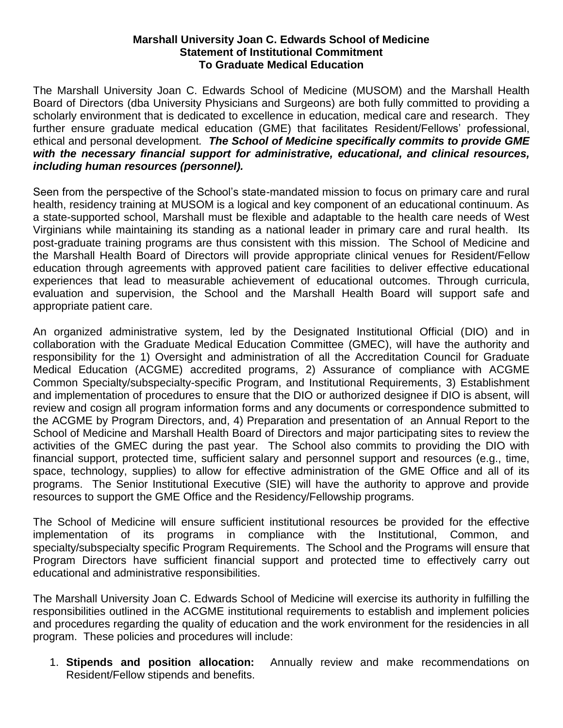**Marshall University Joan C. Edwards School of Medicine**
**Statement of Institutional Commitment**
**To Graduate Medical Education**

The Marshall University Joan C. Edwards School of Medicine (MUSOM) and the Marshall Health Board of Directors (dba University Physicians and Surgeons) are both fully committed to providing a scholarly environment that is dedicated to excellence in education, medical care and research. They further ensure graduate medical education (GME) that facilitates Resident/Fellows' professional, ethical and personal development. ***The School of Medicine specifically commits to provide GME with the necessary financial support for administrative, educational, and clinical resources, including human resources (personnel).***

Seen from the perspective of the School's state-mandated mission to focus on primary care and rural health, residency training at MUSOM is a logical and key component of an educational continuum. As a state-supported school, Marshall must be flexible and adaptable to the health care needs of West Virginians while maintaining its standing as a national leader in primary care and rural health. Its post-graduate training programs are thus consistent with this mission. The School of Medicine and the Marshall Health Board of Directors will provide appropriate clinical venues for Resident/Fellow education through agreements with approved patient care facilities to deliver effective educational experiences that lead to measurable achievement of educational outcomes. Through curricula, evaluation and supervision, the School and the Marshall Health Board will support safe and appropriate patient care.

An organized administrative system, led by the Designated Institutional Official (DIO) and in collaboration with the Graduate Medical Education Committee (GMEC), will have the authority and responsibility for the 1) Oversight and administration of all the Accreditation Council for Graduate Medical Education (ACGME) accredited programs, 2) Assurance of compliance with ACGME Common Specialty/subspecialty-specific Program, and Institutional Requirements, 3) Establishment and implementation of procedures to ensure that the DIO or authorized designee if DIO is absent, will review and cosign all program information forms and any documents or correspondence submitted to the ACGME by Program Directors, and, 4) Preparation and presentation of an Annual Report to the School of Medicine and Marshall Health Board of Directors and major participating sites to review the activities of the GMEC during the past year. The School also commits to providing the DIO with financial support, protected time, sufficient salary and personnel support and resources (e.g., time, space, technology, supplies) to allow for effective administration of the GME Office and all of its programs. The Senior Institutional Executive (SIE) will have the authority to approve and provide resources to support the GME Office and the Residency/Fellowship programs.

The School of Medicine will ensure sufficient institutional resources be provided for the effective implementation of its programs in compliance with the Institutional, Common, and specialty/subspecialty specific Program Requirements. The School and the Programs will ensure that Program Directors have sufficient financial support and protected time to effectively carry out educational and administrative responsibilities.

The Marshall University Joan C. Edwards School of Medicine will exercise its authority in fulfilling the responsibilities outlined in the ACGME institutional requirements to establish and implement policies and procedures regarding the quality of education and the work environment for the residencies in all program. These policies and procedures will include:

1. **Stipends and position allocation:** Annually review and make recommendations on Resident/Fellow stipends and benefits.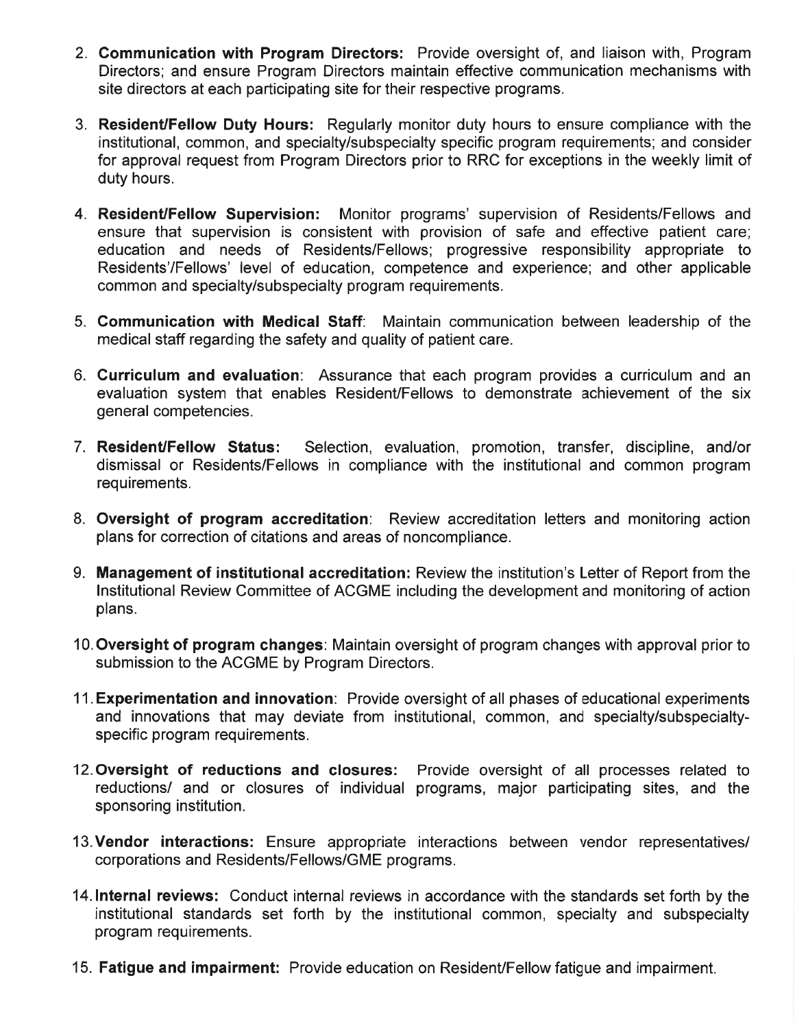2. **Communication with Program Directors:** Provide oversight of, and liaison with, Program Directors; and ensure Program Directors maintain effective communication mechanisms with site directors at each participating site for their respective programs.

3. **Resident/Fellow Duty Hours:** Regularly monitor duty hours to ensure compliance with the institutional, common, and specialty/subspecialty specific program requirements; and consider for approval request from Program Directors prior to RRC for exceptions in the weekly limit of duty hours.

4. **Resident/Fellow Supervision:** Monitor programs' supervision of Residents/Fellows and ensure that supervision is consistent with provision of safe and effective patient care; education and needs of Residents/Fellows; progressive responsibility appropriate to Residents'/Fellows' level of education, competence and experience; and other applicable common and specialty/subspecialty program requirements.

5. **Communication with Medical Staff**: Maintain communication between leadership of the medical staff regarding the safety and quality of patient care.

6. **Curriculum and evaluation**: Assurance that each program provides a curriculum and an evaluation system that enables Resident/Fellows to demonstrate achievement of the six general competencies.

7. **Resident/Fellow Status:** Selection, evaluation, promotion, transfer, discipline, and/or dismissal or Residents/Fellows in compliance with the institutional and common program requirements.

8. **Oversight of program accreditation**: Review accreditation letters and monitoring action plans for correction of citations and areas of noncompliance.

9. **Management of institutional accreditation:** Review the institution's Letter of Report from the Institutional Review Committee of ACGME including the development and monitoring of action plans.

10. **Oversight of program changes**: Maintain oversight of program changes with approval prior to submission to the ACGME by Program Directors.

11. **Experimentation and innovation**: Provide oversight of all phases of educational experiments and innovations that may deviate from institutional, common, and specialty/subspecialty-specific program requirements.

12. **Oversight of reductions and closures:** Provide oversight of all processes related to reductions/ and or closures of individual programs, major participating sites, and the sponsoring institution.

13. **Vendor interactions:** Ensure appropriate interactions between vendor representatives/ corporations and Residents/Fellows/GME programs.

14. **Internal reviews:** Conduct internal reviews in accordance with the standards set forth by the institutional standards set forth by the institutional common, specialty and subspecialty program requirements.

15. **Fatigue and impairment:** Provide education on Resident/Fellow fatigue and impairment.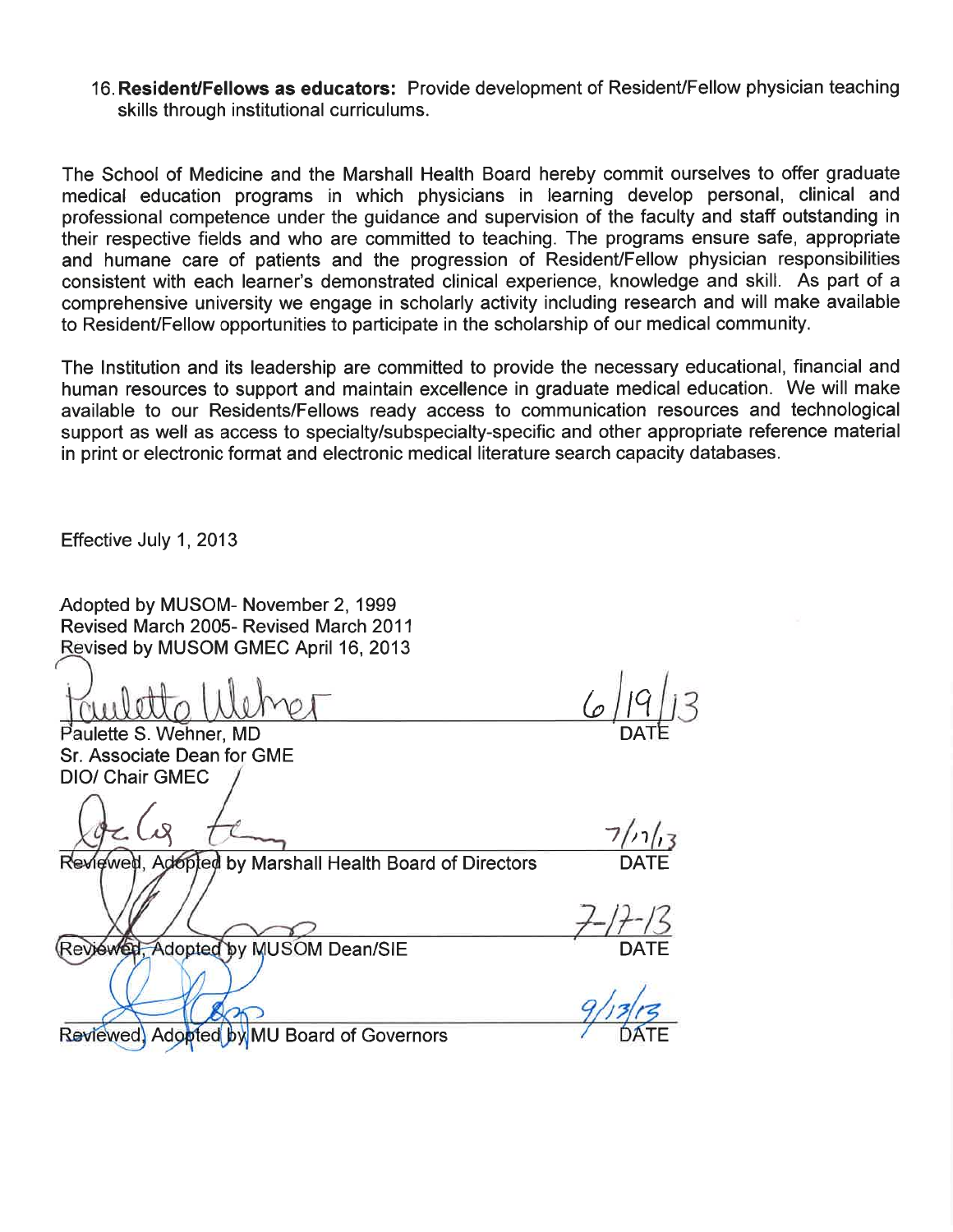16. **Resident/Fellows as educators:** Provide development of Resident/Fellow physician teaching skills through institutional curriculums.

The School of Medicine and the Marshall Health Board hereby commit ourselves to offer graduate medical education programs in which physicians in learning develop personal, clinical and professional competence under the guidance and supervision of the faculty and staff outstanding in their respective fields and who are committed to teaching. The programs ensure safe, appropriate and humane care of patients and the progression of Resident/Fellow physician responsibilities consistent with each learner's demonstrated clinical experience, knowledge and skill. As part of a comprehensive university we engage in scholarly activity including research and will make available to Resident/Fellow opportunities to participate in the scholarship of our medical community.

The Institution and its leadership are committed to provide the necessary educational, financial and human resources to support and maintain excellence in graduate medical education. We will make available to our Residents/Fellows ready access to communication resources and technological support as well as access to specialty/subspecialty-specific and other appropriate reference material in print or electronic format and electronic medical literature search capacity databases.

Effective July 1, 2013

Adopted by MUSOM- November 2, 1999
Revised March 2005- Revised March 2011
Revised by MUSOM GMEC April 16, 2013

Paulette Wehner — 6/19/13
Paulette S. Wehner, MD
Sr. Associate Dean for GME
DIO/ Chair GMEC — DATE

7/17/13
Reviewed, Adopted by Marshall Health Board of Directors — DATE

7-17-13
Reviewed, Adopted by MUSOM Dean/SIE — DATE

9/13/13
Reviewed, Adopted by MU Board of Governors — DATE